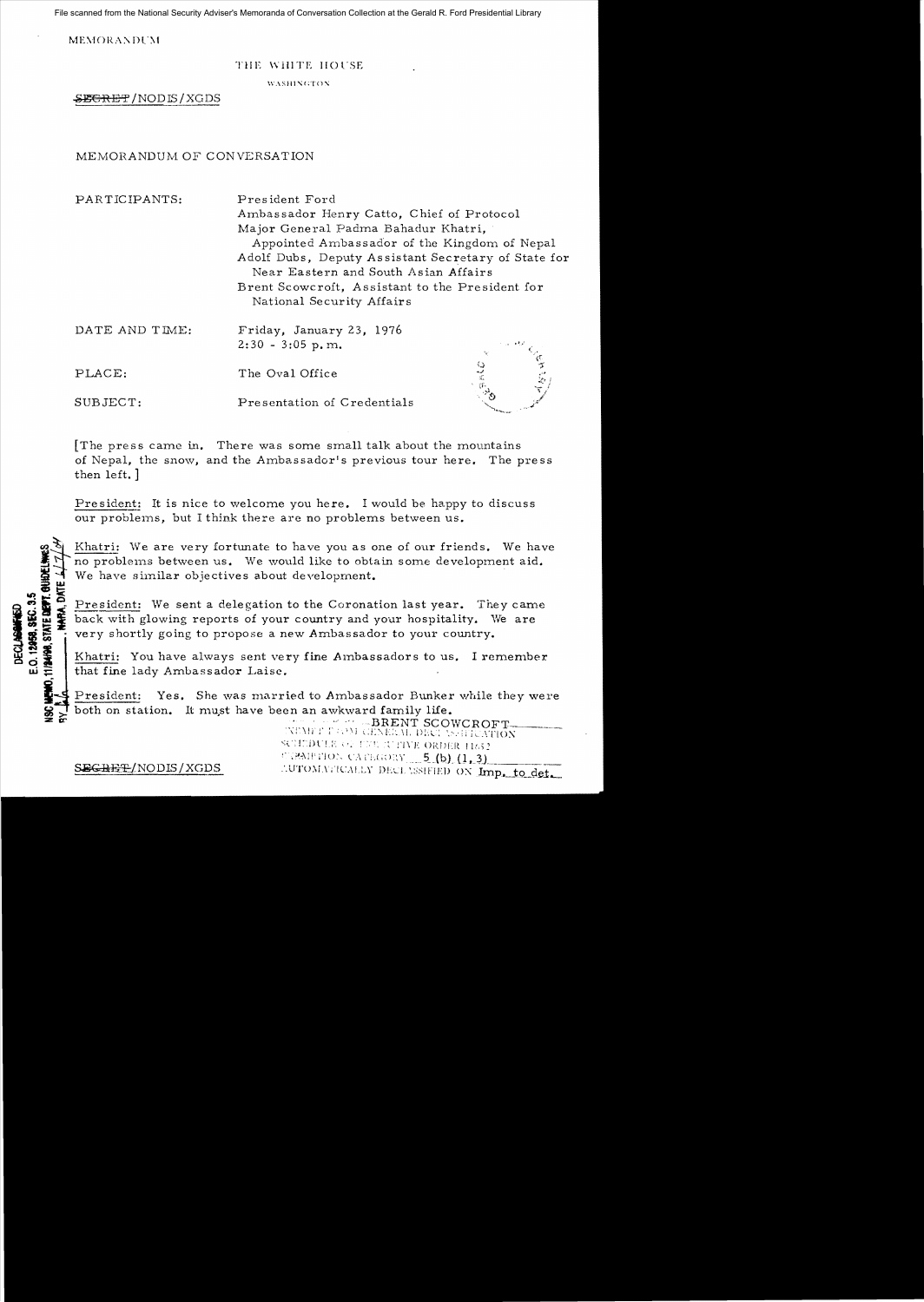File scanned from the National Security Adviser's Memoranda of Conversation Collection at the Gerald R. Ford Presidential Library

MEMORANDUM

THE WHITE HOUSE

WASHINGTON

~~SECRET~~/NODIS/XGDS

MEMORANDUM OF CONVERSATION

| | |
|---|---|
| PARTICIPANTS: | President Ford<br>Ambassador Henry Catto, Chief of Protocol<br>Major General Padma Bahadur Khatri, Appointed Ambassador of the Kingdom of Nepal<br>Adolf Dubs, Deputy Assistant Secretary of State for Near Eastern and South Asian Affairs<br>Brent Scowcroft, Assistant to the President for National Security Affairs |
| DATE AND TIME: | Friday, January 23, 1976<br>2:30 - 3:05 p.m. |
| PLACE: | The Oval Office |
| SUBJECT: | Presentation of Credentials |

[The press came in. There was some small talk about the mountains of Nepal, the snow, and the Ambassador's previous tour here. The press then left.]

President: It is nice to welcome you here. I would be happy to discuss our problems, but I think there are no problems between us.

Khatri: We are very fortunate to have you as one of our friends. We have no problems between us. We would like to obtain some development aid. We have similar objectives about development.

President: We sent a delegation to the Coronation last year. They came back with glowing reports of your country and your hospitality. We are very shortly going to propose a new Ambassador to your country.

Khatri: You have always sent very fine Ambassadors to us. I remember that fine lady Ambassador Laise.

President: Yes. She was married to Ambassador Bunker while they were both on station. It must have been an awkward family life.

DECLASSIFIED
E.O. 12958, SEC. 3.5
NSC MEMO, 11/24/98, STATE DEPT. GUIDELINES
BY ___, NARA, DATE ___

BRENT SCOWCROFT
EXEMPT FROM GENERAL DECLASSIFICATION
SCHEDULE OF EXECUTIVE ORDER 11652
EXEMPTION CATEGORY 5 (b) (1, 3)
AUTOMATICALLY DECLASSIFIED ON Imp. to det.

~~SECRET~~/NODIS/XGDS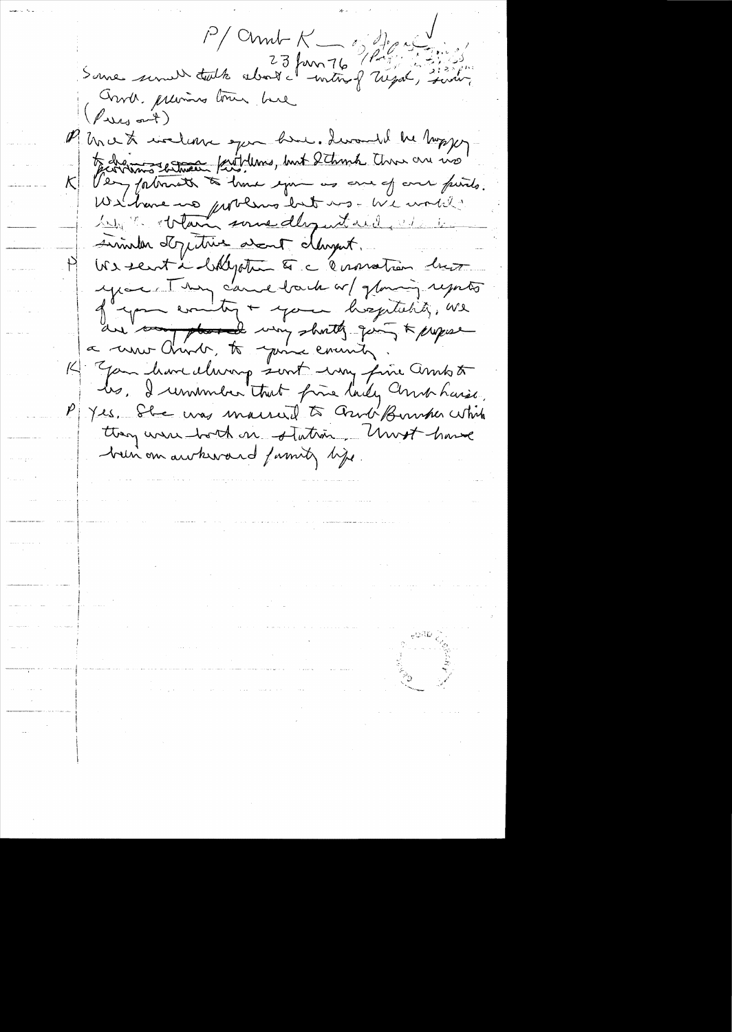P/Amb K — 23 Jan 76

Some small talk about interior of Nepal, scenery, Amb. previous tour here
(Press out)

P We welcome you here. I would be happy to discuss problems, but I think there are no problems between us.

K Very fortunate to have you as one of our friends. We have no problems but we would like to obtain some development aid, ... similar objective about development.

P We sent the delegation to the coronation last year. They came back w/ glowing reports of your country & your hospitality. We are very shortly going to propose a new Amb. to your country.

K You have always sent very fine Ambs to us. I remember that fine lady Amb. Harris.

P Yes. She was married to Amb Bunker which they were both on station. Must have been an awkward family life.